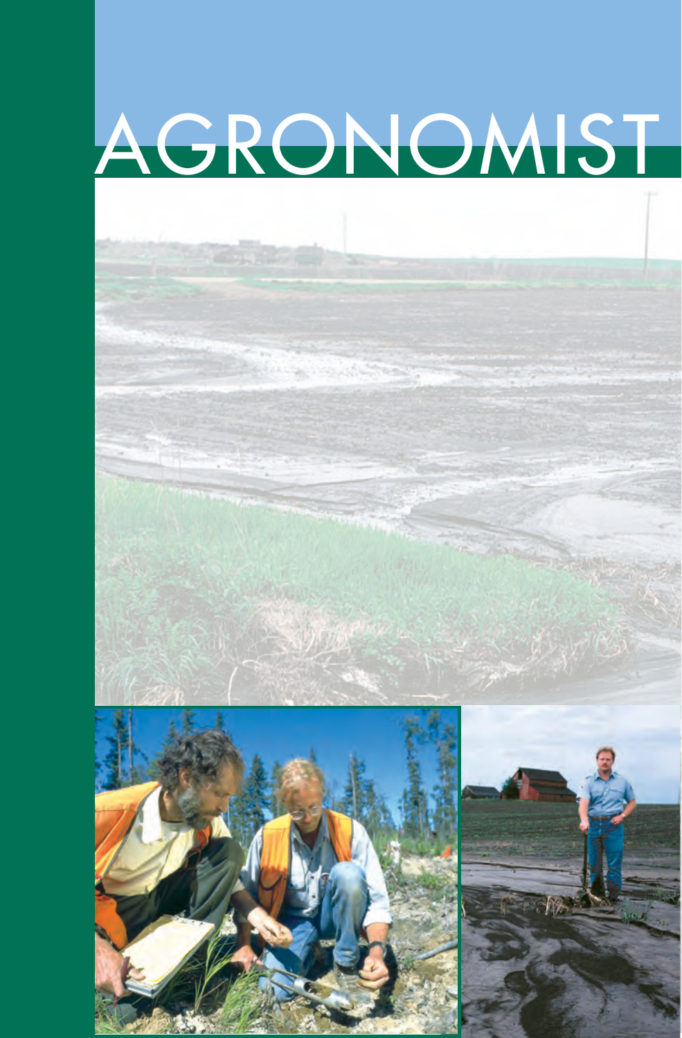# AGRONOMIST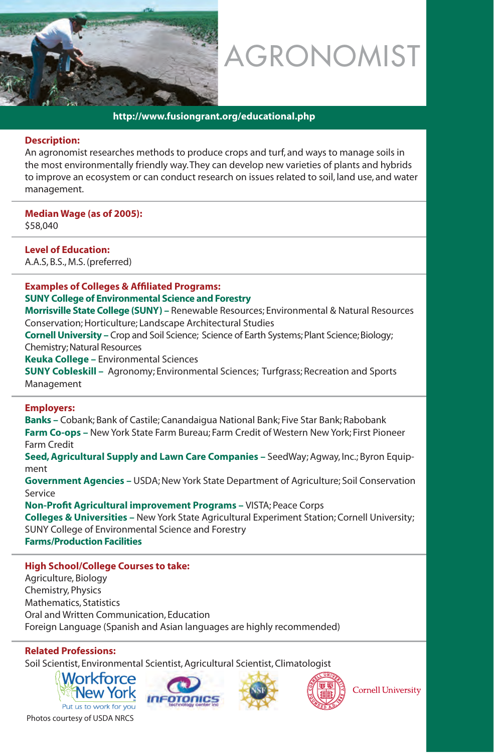# AGRONOMIST

http://www.fusiongrant.org/educational.php

**Description:**
An agronomist researches methods to produce crops and turf, and ways to manage soils in the most environmentally friendly way. They can develop new varieties of plants and hybrids to improve an ecosystem or can conduct research on issues related to soil, land use, and water management.

**Median Wage (as of 2005):**
$58,040

**Level of Education:**
A.A.S, B.S., M.S. (preferred)

**Examples of Colleges & Affiliated Programs:**
**SUNY College of Environmental Science and Forestry**
**Morrisville State College (SUNY) –** Renewable Resources; Environmental & Natural Resources Conservation; Horticulture; Landscape Architectural Studies
**Cornell University –** Crop and Soil Science; Science of Earth Systems; Plant Science; Biology; Chemistry; Natural Resources
**Keuka College –** Environmental Sciences
**SUNY Cobleskill –** Agronomy; Environmental Sciences; Turfgrass; Recreation and Sports Management

**Employers:**
**Banks –** Cobank; Bank of Castile; Canandaigua National Bank; Five Star Bank; Rabobank
**Farm Co-ops –** New York State Farm Bureau; Farm Credit of Western New York; First Pioneer Farm Credit
**Seed, Agricultural Supply and Lawn Care Companies –** SeedWay; Agway, Inc.; Byron Equipment
**Government Agencies –** USDA; New York State Department of Agriculture; Soil Conservation Service
**Non-Profit Agricultural improvement Programs –** VISTA; Peace Corps
**Colleges & Universities –** New York State Agricultural Experiment Station; Cornell University; SUNY College of Environmental Science and Forestry
**Farms/Production Facilities**

**High School/College Courses to take:**
Agriculture, Biology
Chemistry, Physics
Mathematics, Statistics
Oral and Written Communication, Education
Foreign Language (Spanish and Asian languages are highly recommended)

**Related Professions:**
Soil Scientist, Environmental Scientist, Agricultural Scientist, Climatologist

Workforce New York — Put us to work for you
INFOTONICS technology center inc
NSF
Cornell University

Photos courtesy of USDA NRCS